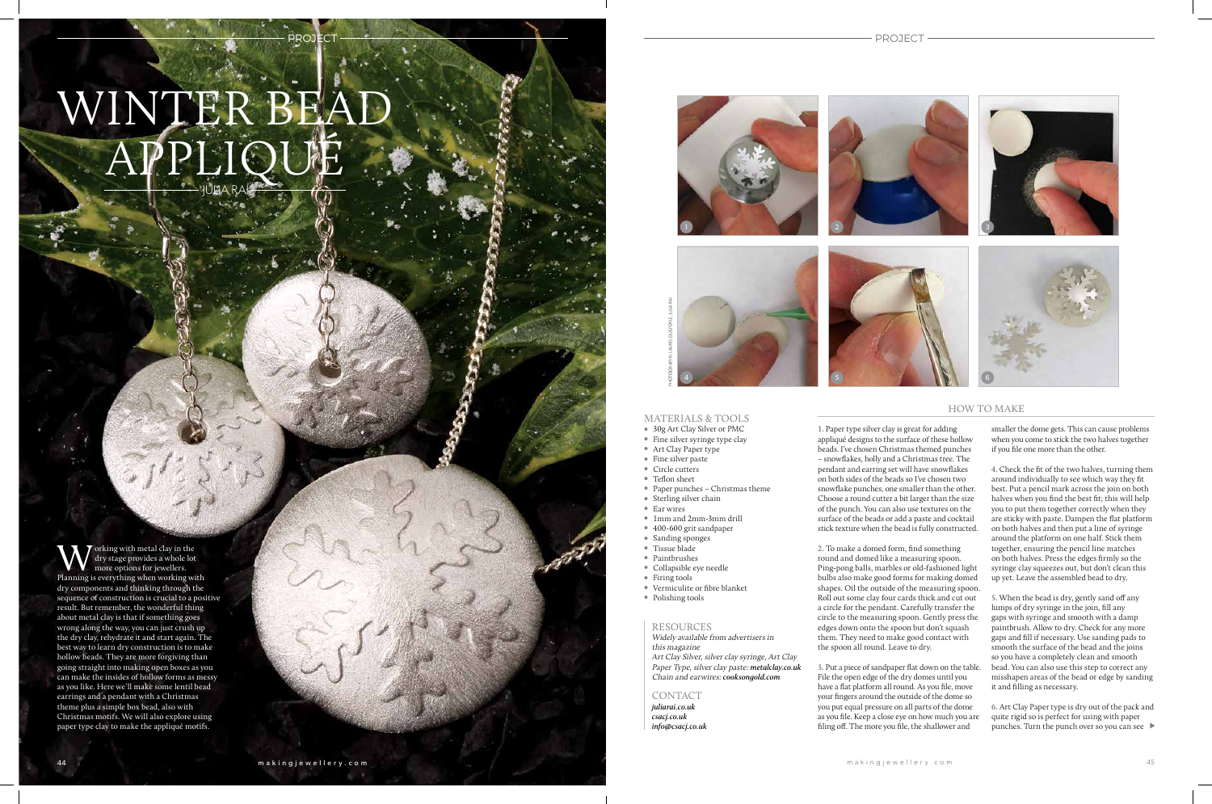# WINTER BEAD APPLIQUÉ

JULIA RAI

Working with metal clay in the dry stage provides a whole lot more options for jewellers. Planning is everything when working with dry components and thinking through the sequence of construction is crucial to a positive result. But remember, the wonderful thing about metal clay is that if something goes wrong along the way, you can just crush up the dry clay, rehydrate it and start again. The best way to learn dry construction is to make hollow beads. They are more forgiving than going straight into making open boxes as you can make the insides of hollow forms as messy as you like. Here we'll make some lentil bead earrings and a pendant with a Christmas theme plus a simple box bead, also with Christmas motifs. We will also explore using paper type clay to make the appliqué motifs.

PHOTOGRAPHS: LAUREL GUILFOYLE, JULIA RAI

## MATERIALS & TOOLS

- 30g Art Clay Silver or PMC
- Fine silver syringe type clay
- Art Clay Paper type
- Fine silver paste
- Circle cutters
- Teflon sheet
- Paper punches – Christmas theme
- Sterling silver chain
- Ear wires
- 1mm and 2mm-3mm drill
- 400-600 grit sandpaper
- Sanding sponges
- Tissue blade
- Paintbrushes
- Collapsible eye needle
- Firing tools
- Vermiculite or fibre blanket
- Polishing tools

## RESOURCES

*Widely available from advertisers in this magazine*

*Art Clay Silver, silver clay syringe, Art Clay Paper Type, silver clay paste:* ***metalclay.co.uk***

*Chain and earwires:* ***cooksongold.com***

## CONTACT

***juliarai.co.uk***

***csacj.co.uk***

***info@csacj.co.uk***

## HOW TO MAKE

1. Paper type silver clay is great for adding appliqué designs to the surface of these hollow beads. I've chosen Christmas themed punches – snowflakes, holly and a Christmas tree. The pendant and earring set will have snowflakes on both sides of the beads so I've chosen two snowflake punches, one smaller than the other. Choose a round cutter a bit larger than the size of the punch. You can also use textures on the surface of the beads or add a paste and cocktail stick texture when the bead is fully constructed.

2. To make a domed form, find something round and domed like a measuring spoon. Ping-pong balls, marbles or old-fashioned light bulbs also make good forms for making domed shapes. Oil the outside of the measuring spoon. Roll out some clay four cards thick and cut out a circle for the pendant. Carefully transfer the circle to the measuring spoon. Gently press the edges down onto the spoon but don't squash them. They need to make good contact with the spoon all round. Leave to dry.

3. Put a piece of sandpaper flat down on the table. File the open edge of the dry domes until you have a flat platform all round. As you file, move your fingers around the outside of the dome so you put equal pressure on all parts of the dome as you file. Keep a close eye on how much you are filing off. The more you file, the shallower and smaller the dome gets. This can cause problems when you come to stick the two halves together if you file one more than the other.

4. Check the fit of the two halves, turning them around individually to see which way they fit best. Put a pencil mark across the join on both halves when you find the best fit; this will help you to put them together correctly when they are sticky with paste. Dampen the flat platform on both halves and then put a line of syringe around the platform on one half. Stick them together, ensuring the pencil line matches on both halves. Press the edges firmly so the syringe clay squeezes out, but don't clean this up yet. Leave the assembled bead to dry.

5. When the bead is dry, gently sand off any lumps of dry syringe in the join, fill any gaps with syringe and smooth with a damp paintbrush. Allow to dry. Check for any more gaps and fill if necessary. Use sanding pads to smooth the surface of the bead and the joins so you have a completely clean and smooth bead. You can also use this step to correct any misshapen areas of the bead or edge by sanding it and filling as necessary.

6. Art Clay Paper type is dry out of the pack and quite rigid so is perfect for using with paper punches. Turn the punch over so you can see ▶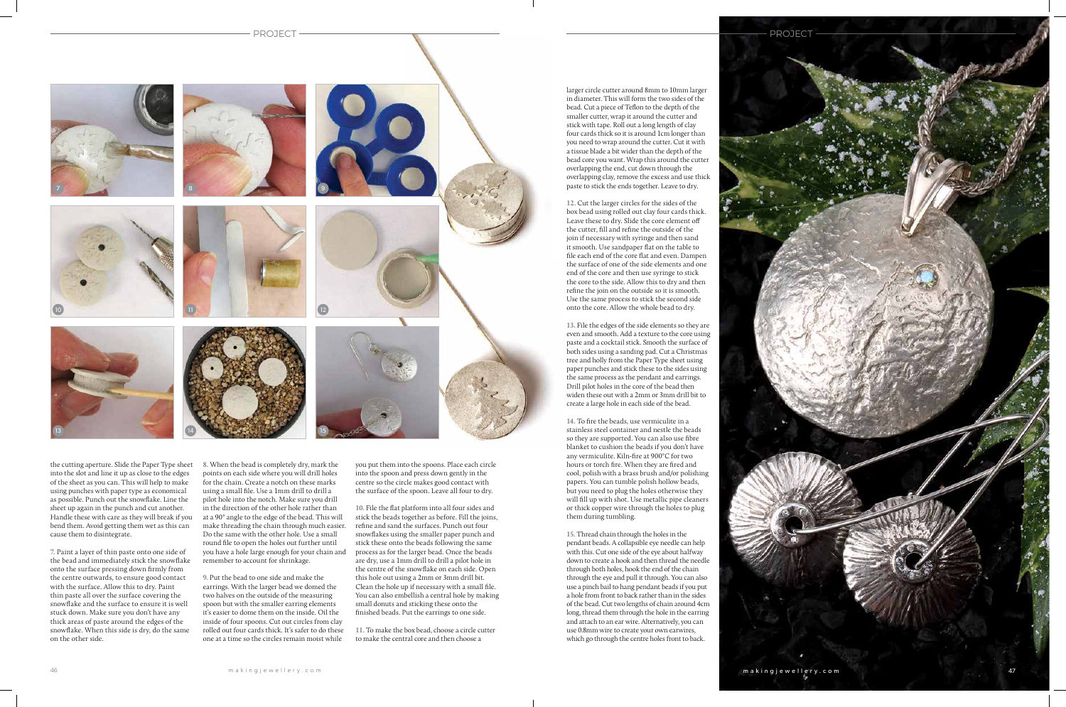the cutting aperture. Slide the Paper Type sheet into the slot and line it up as close to the edges of the sheet as you can. This will help to make using punches with paper type as economical as possible. Punch out the snowflake. Line the sheet up again in the punch and cut another. Handle these with care as they will break if you bend them. Avoid getting them wet as this can cause them to disintegrate.

7. Paint a layer of thin paste onto one side of the bead and immediately stick the snowflake onto the surface pressing down firmly from the centre outwards, to ensure good contact with the surface. Allow this to dry. Paint thin paste all over the surface covering the snowflake and the surface to ensure it is well stuck down. Make sure you don't have any thick areas of paste around the edges of the snowflake. When this side is dry, do the same on the other side.

8. When the bead is completely dry, mark the points on each side where you will drill holes for the chain. Create a notch on these marks using a small file. Use a 1mm drill to drill a pilot hole into the notch. Make sure you drill in the direction of the other hole rather than at a 90° angle to the edge of the bead. This will make threading the chain through much easier. Do the same with the other hole. Use a small round file to open the holes out further until you have a hole large enough for your chain and remember to account for shrinkage.

9. Put the bead to one side and make the earrings. With the larger bead we domed the two halves on the outside of the measuring spoon but with the smaller earring elements it's easier to dome them on the inside. Oil the inside of four spoons. Cut out circles from clay rolled out four cards thick. It's safer to do these one at a time so the circles remain moist while you put them into the spoons. Place each circle into the spoon and press down gently in the centre so the circle makes good contact with the surface of the spoon. Leave all four to dry.

10. File the flat platform into all four sides and stick the beads together as before. Fill the joins, refine and sand the surfaces. Punch out four snowflakes using the smaller paper punch and process as for the larger bead. Once the beads are dry, use a 1mm drill to drill a pilot hole in the centre of the snowflake on each side. Open this hole out using a 2mm or 3mm drill bit. Clean the hole up if necessary with a small file. You can also embellish a central hole by making small donuts and sticking these onto the finished beads. Put the earrings to one side.

11. To make the box bead, choose a circle cutter to make the central core and then choose a larger circle cutter around 8mm to 10mm larger in diameter. This will form the two sides of the bead. Cut a piece of Teflon to the depth of the smaller cutter, wrap it around the cutter and stick with tape. Roll out a long length of clay four cards thick so it is around 1cm longer than you need to wrap around the cutter. Cut it with a tissue blade a bit wider than the depth of the bead core you want. Wrap this around the cutter overlapping the end, cut down through the overlapping clay, remove the excess and use thick paste to stick the ends together. Leave to dry.

12. Cut the larger circles for the sides of the box bead using rolled out clay four cards thick. Leave these to dry. Slide the core element off the cutter, fill and refine the outside of the join if necessary with syringe and then sand it smooth. Use sandpaper flat on the table to file each end of the core flat and even. Dampen the surface of one of the side elements and one end of the core and then use syringe to stick the core to the side. Allow this to dry and then refine the join on the outside so it is smooth. Use the same process to stick the second side onto the core. Allow the whole bead to dry.

13. File the edges of the side elements so they are even and smooth. Add a texture to the core using paste and a cocktail stick. Smooth the surface of both sides using a sanding pad. Cut a Christmas tree and holly from the Paper Type sheet using paper punches and stick these to the sides using the same process as the pendant and earrings. Drill pilot holes in the core of the bead then widen these out with a 2mm or 3mm drill bit to create a large hole in each side of the bead.

14. To fire the beads, use vermiculite in a stainless steel container and nestle the beads so they are supported. You can also use fibre blanket to cushion the beads if you don't have any vermiculite. Kiln-fire at 900°C for two hours or torch fire. When they are fired and cool, polish with a brass brush and/or polishing papers. You can tumble polish hollow beads, but you need to plug the holes otherwise they will fill up with shot. Use metallic pipe cleaners or thick copper wire through the holes to plug them during tumbling.

15. Thread chain through the holes in the pendant beads. A collapsible eye needle can help with this. Cut one side of the eye about halfway down to create a hook and then thread the needle through both holes, hook the end of the chain through the eye and pull it through. You can also use a pinch bail to hang pendant beads if you put a hole from front to back rather than in the sides of the bead. Cut two lengths of chain around 4cm long, thread them through the hole in the earring and attach to an ear wire. Alternatively, you can use 0.8mm wire to create your own earwires, which go through the centre holes front to back.